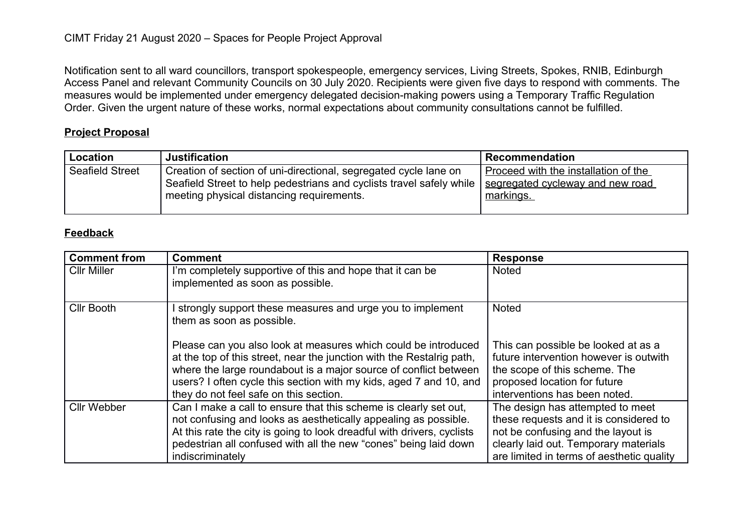CIMT Friday 21 August 2020 – Spaces for People Project Approval

Notification sent to all ward councillors, transport spokespeople, emergency services, Living Streets, Spokes, RNIB, Edinburgh Access Panel and relevant Community Councils on 30 July 2020. Recipients were given five days to respond with comments. The measures would be implemented under emergency delegated decision-making powers using a Temporary Traffic Regulation Order. Given the urgent nature of these works, normal expectations about community consultations cannot be fulfilled.

**Project Proposal**

| Location | Justification | Recommendation |
|---|---|---|
| Seafield Street | Creation of section of uni-directional, segregated cycle lane on Seafield Street to help pedestrians and cyclists travel safely while meeting physical distancing requirements. | Proceed with the installation of the segregated cycleway and new road markings. |

**Feedback**

| Comment from | Comment | Response |
|---|---|---|
| Cllr Miller | I'm completely supportive of this and hope that it can be implemented as soon as possible. | Noted |
| Cllr Booth | I strongly support these measures and urge you to implement them as soon as possible. | Noted |
| | Please can you also look at measures which could be introduced at the top of this street, near the junction with the Restalrig path, where the large roundabout is a major source of conflict between users? I often cycle this section with my kids, aged 7 and 10, and they do not feel safe on this section. | This can possible be looked at as a future intervention however is outwith the scope of this scheme. The proposed location for future interventions has been noted. |
| Cllr Webber | Can I make a call to ensure that this scheme is clearly set out, not confusing and looks as aesthetically appealing as possible. At this rate the city is going to look dreadful with drivers, cyclists pedestrian all confused with all the new "cones" being laid down indiscriminately | The design has attempted to meet these requests and it is considered to not be confusing and the layout is clearly laid out. Temporary materials are limited in terms of aesthetic quality |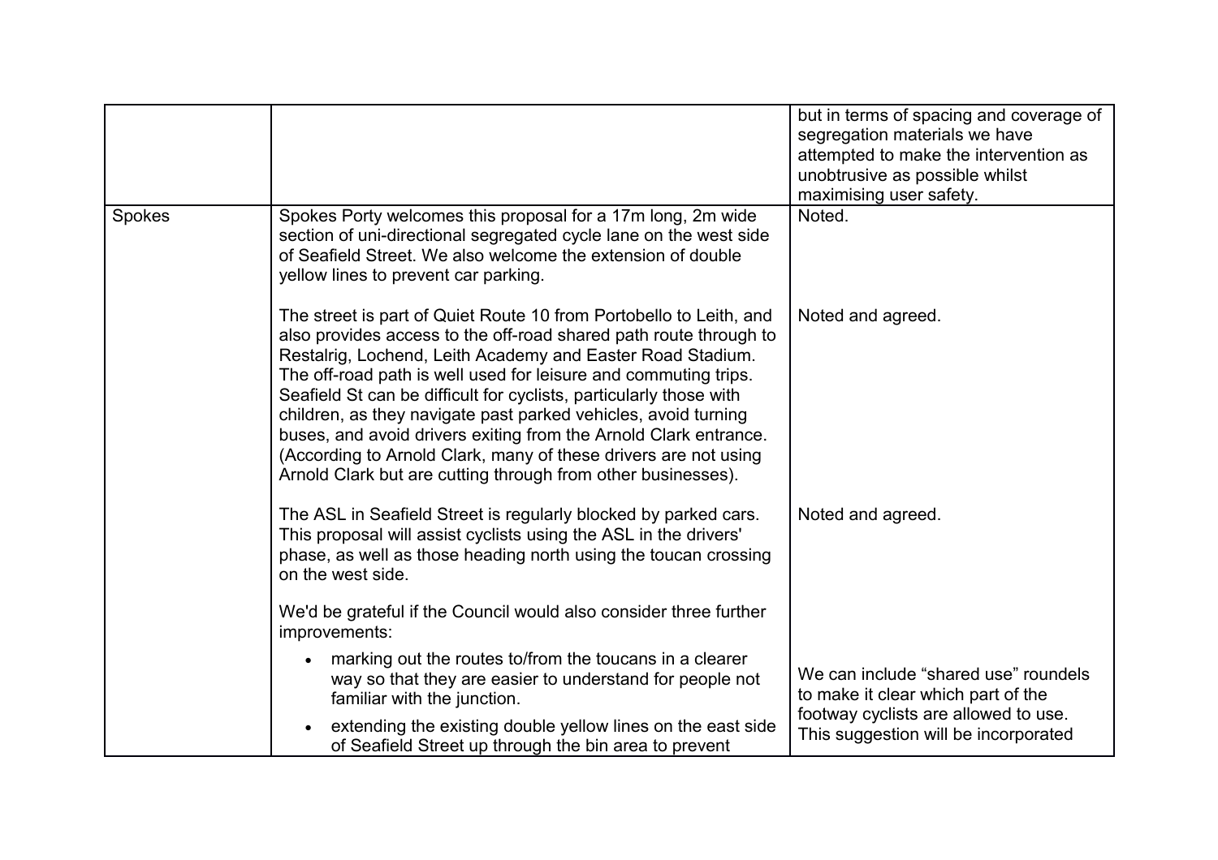| | | |
|---|---|---|
| | | but in terms of spacing and coverage of segregation materials we have attempted to make the intervention as unobtrusive as possible whilst maximising user safety. |
| Spokes | Spokes Porty welcomes this proposal for a 17m long, 2m wide section of uni-directional segregated cycle lane on the west side of Seafield Street. We also welcome the extension of double yellow lines to prevent car parking. | Noted. |
| | The street is part of Quiet Route 10 from Portobello to Leith, and also provides access to the off-road shared path route through to Restalrig, Lochend, Leith Academy and Easter Road Stadium. The off-road path is well used for leisure and commuting trips. Seafield St can be difficult for cyclists, particularly those with children, as they navigate past parked vehicles, avoid turning buses, and avoid drivers exiting from the Arnold Clark entrance. (According to Arnold Clark, many of these drivers are not using Arnold Clark but are cutting through from other businesses). | Noted and agreed. |
| | The ASL in Seafield Street is regularly blocked by parked cars. This proposal will assist cyclists using the ASL in the drivers' phase, as well as those heading north using the toucan crossing on the west side. | Noted and agreed. |
| | We'd be grateful if the Council would also consider three further improvements:<br>• marking out the routes to/from the toucans in a clearer way so that they are easier to understand for people not familiar with the junction.<br>• extending the existing double yellow lines on the east side of Seafield Street up through the bin area to prevent | We can include "shared use" roundels to make it clear which part of the footway cyclists are allowed to use. This suggestion will be incorporated |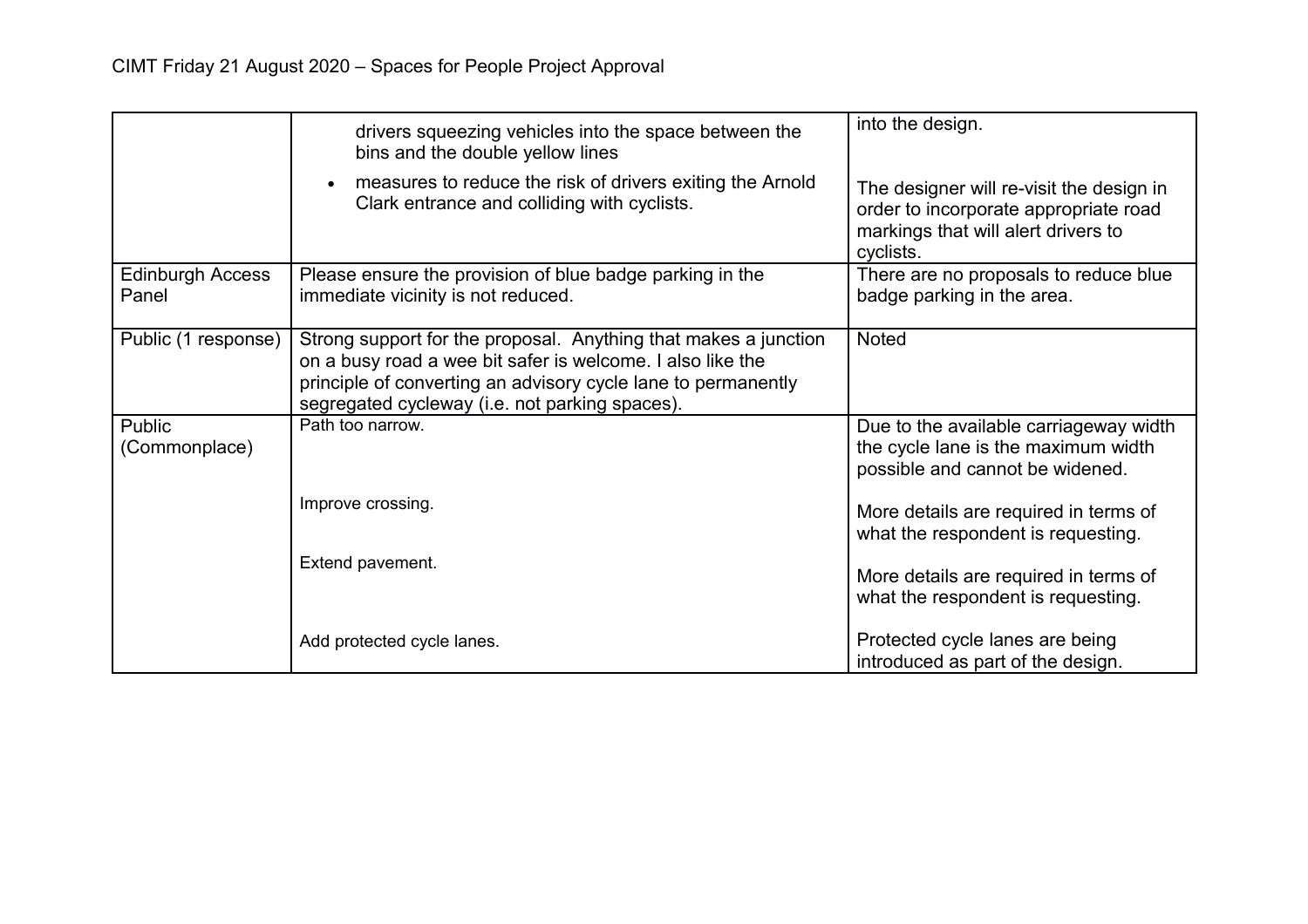| | | |
|---|---|---|
| | drivers squeezing vehicles into the space between the bins and the double yellow lines<br>• measures to reduce the risk of drivers exiting the Arnold Clark entrance and colliding with cyclists. | into the design.<br><br>The designer will re-visit the design in order to incorporate appropriate road markings that will alert drivers to cyclists. |
| Edinburgh Access Panel | Please ensure the provision of blue badge parking in the immediate vicinity is not reduced. | There are no proposals to reduce blue badge parking in the area. |
| Public (1 response) | Strong support for the proposal. Anything that makes a junction on a busy road a wee bit safer is welcome. I also like the principle of converting an advisory cycle lane to permanently segregated cycleway (i.e. not parking spaces). | Noted |
| Public (Commonplace) | Path too narrow.<br><br>Improve crossing.<br><br>Extend pavement.<br><br>Add protected cycle lanes. | Due to the available carriageway width the cycle lane is the maximum width possible and cannot be widened.<br><br>More details are required in terms of what the respondent is requesting.<br><br>More details are required in terms of what the respondent is requesting.<br><br>Protected cycle lanes are being introduced as part of the design. |